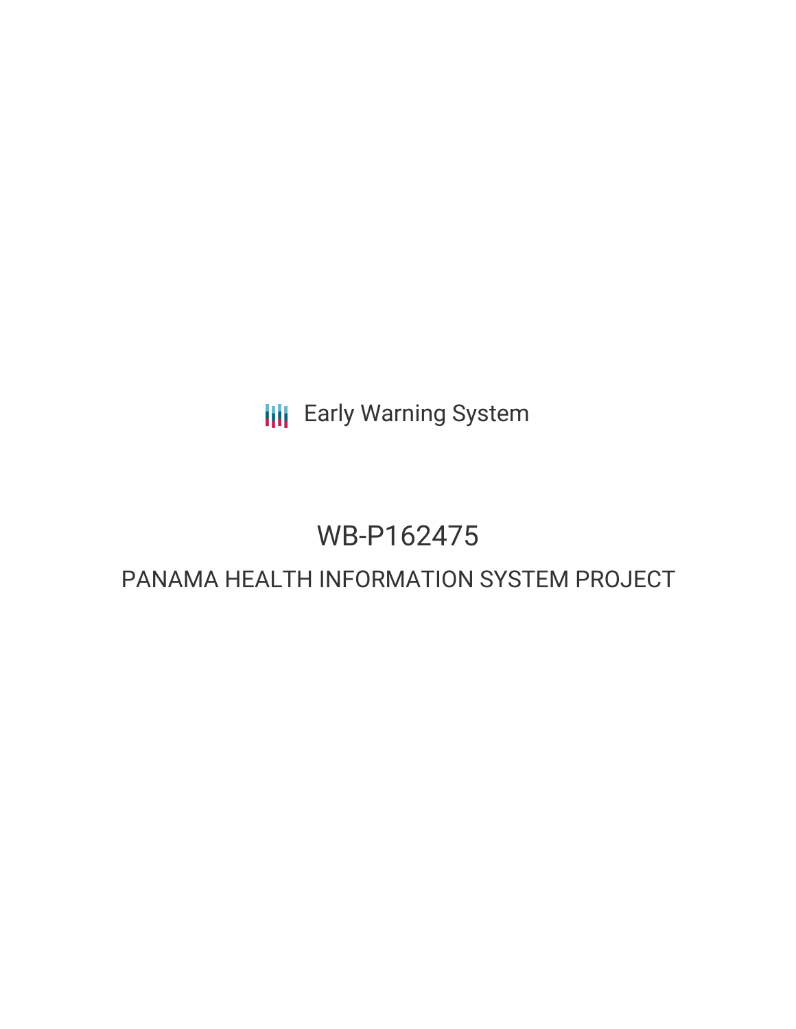Early Warning System

# WB-P162475

## PANAMA HEALTH INFORMATION SYSTEM PROJECT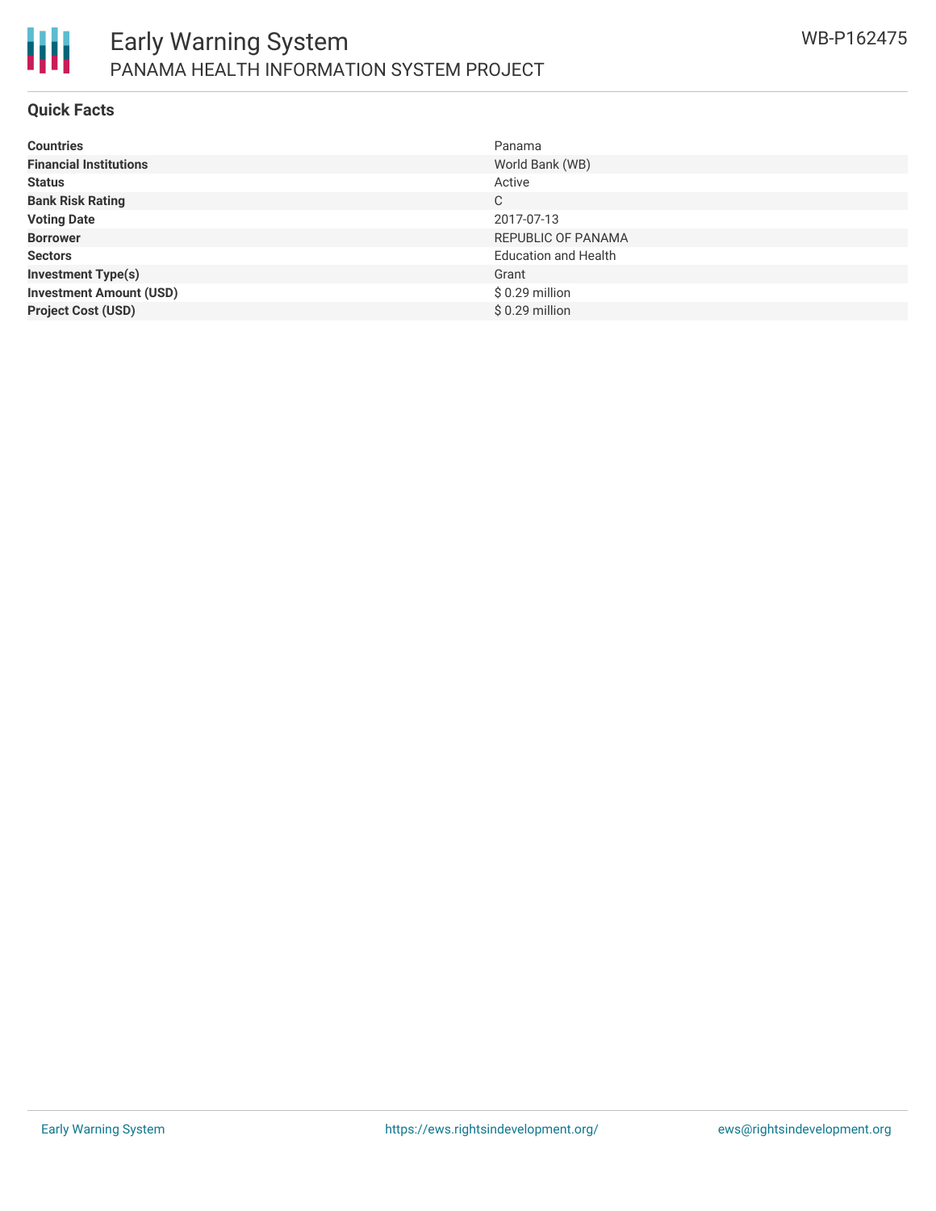# Early Warning System

## PANAMA HEALTH INFORMATION SYSTEM PROJECT

WB-P162475

### Quick Facts

| | |
|---|---|
| **Countries** | Panama |
| **Financial Institutions** | World Bank (WB) |
| **Status** | Active |
| **Bank Risk Rating** | C |
| **Voting Date** | 2017-07-13 |
| **Borrower** | REPUBLIC OF PANAMA |
| **Sectors** | Education and Health |
| **Investment Type(s)** | Grant |
| **Investment Amount (USD)** | $ 0.29 million |
| **Project Cost (USD)** | $ 0.29 million |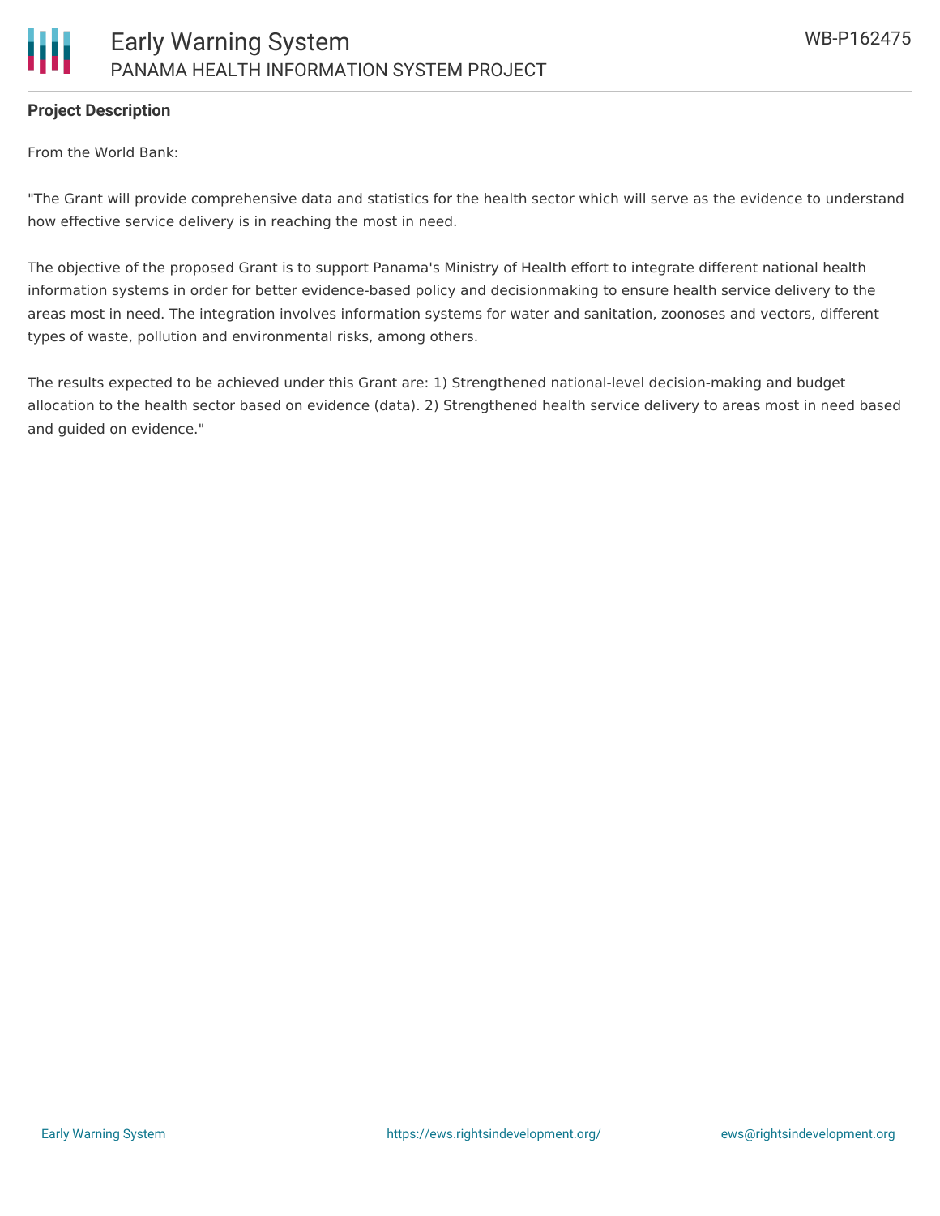## Project Description

From the World Bank:

"The Grant will provide comprehensive data and statistics for the health sector which will serve as the evidence to understand how effective service delivery is in reaching the most in need.

The objective of the proposed Grant is to support Panama's Ministry of Health effort to integrate different national health information systems in order for better evidence-based policy and decisionmaking to ensure health service delivery to the areas most in need. The integration involves information systems for water and sanitation, zoonoses and vectors, different types of waste, pollution and environmental risks, among others.

The results expected to be achieved under this Grant are: 1) Strengthened national-level decision-making and budget allocation to the health sector based on evidence (data). 2) Strengthened health service delivery to areas most in need based and guided on evidence."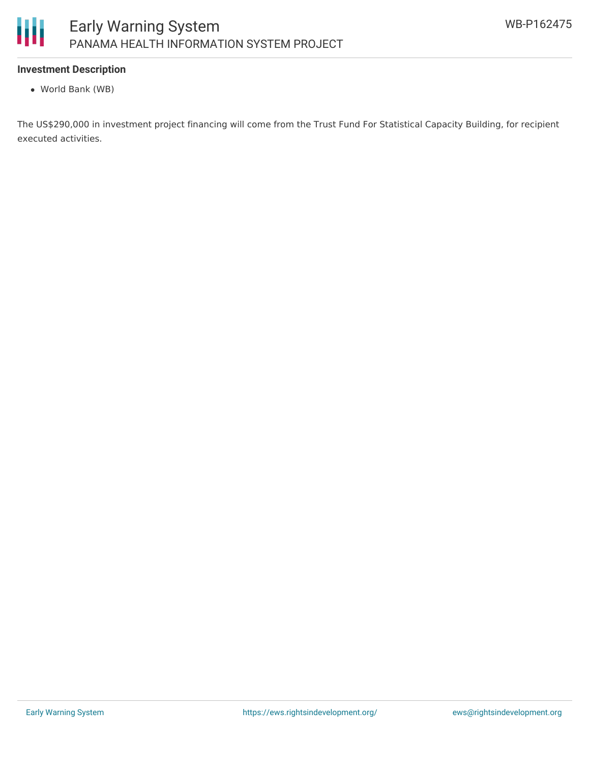**Investment Description**

- World Bank (WB)

The US$290,000 in investment project financing will come from the Trust Fund For Statistical Capacity Building, for recipient executed activities.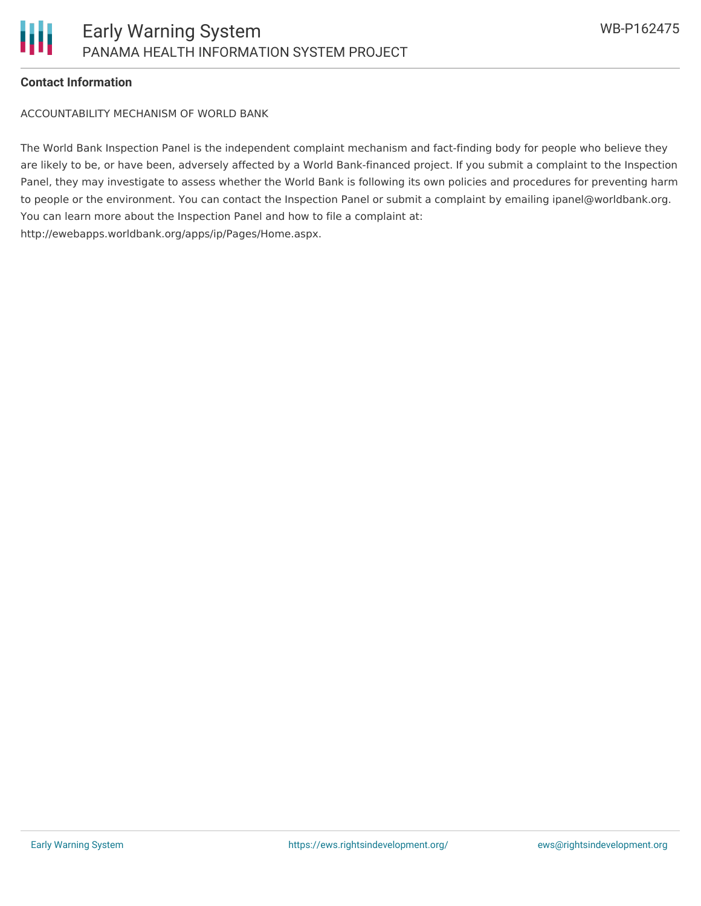**Contact Information**

ACCOUNTABILITY MECHANISM OF WORLD BANK

The World Bank Inspection Panel is the independent complaint mechanism and fact-finding body for people who believe they are likely to be, or have been, adversely affected by a World Bank-financed project. If you submit a complaint to the Inspection Panel, they may investigate to assess whether the World Bank is following its own policies and procedures for preventing harm to people or the environment. You can contact the Inspection Panel or submit a complaint by emailing ipanel@worldbank.org. You can learn more about the Inspection Panel and how to file a complaint at: http://ewebapps.worldbank.org/apps/ip/Pages/Home.aspx.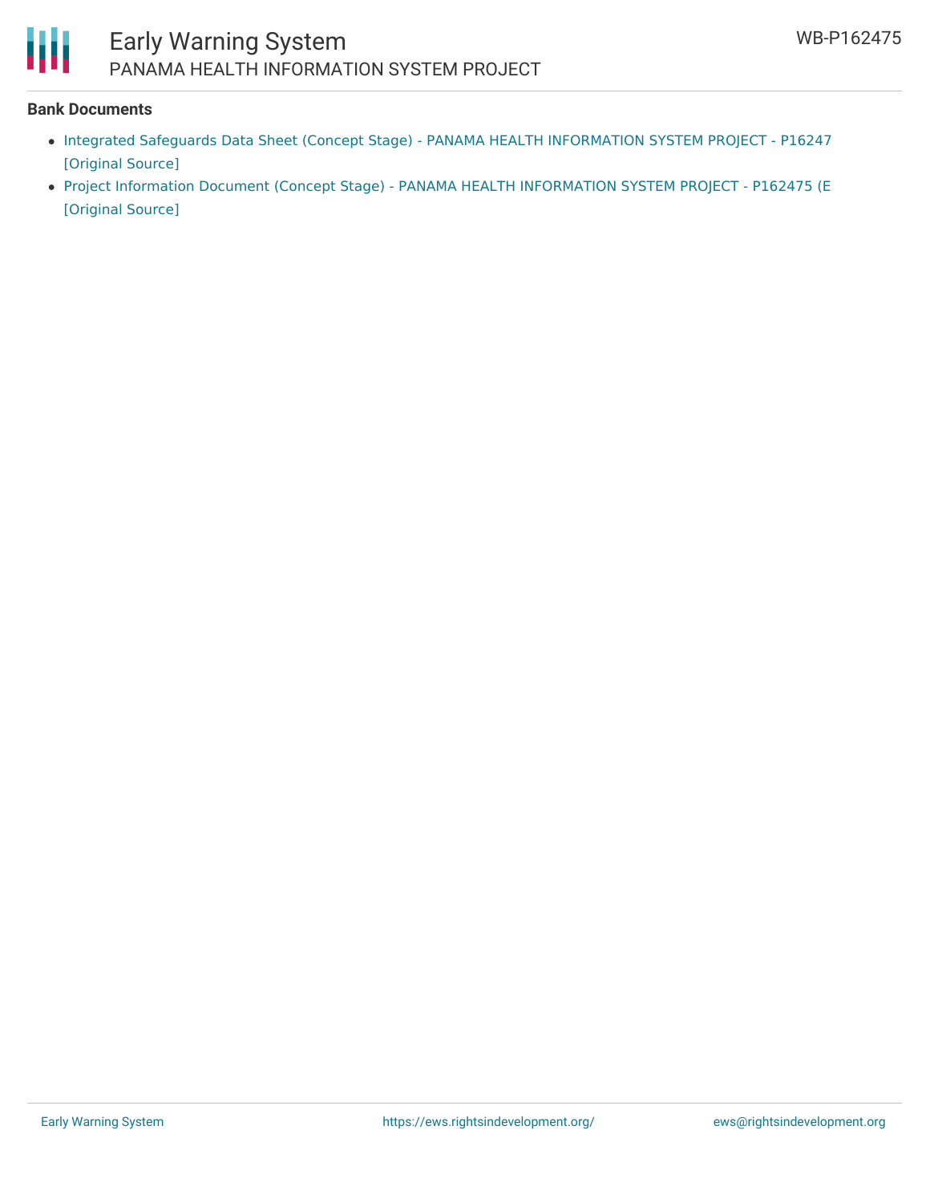**Bank Documents**

- Integrated Safeguards Data Sheet (Concept Stage) - PANAMA HEALTH INFORMATION SYSTEM PROJECT - P16247 [Original Source]
- Project Information Document (Concept Stage) - PANAMA HEALTH INFORMATION SYSTEM PROJECT - P162475 (E [Original Source]